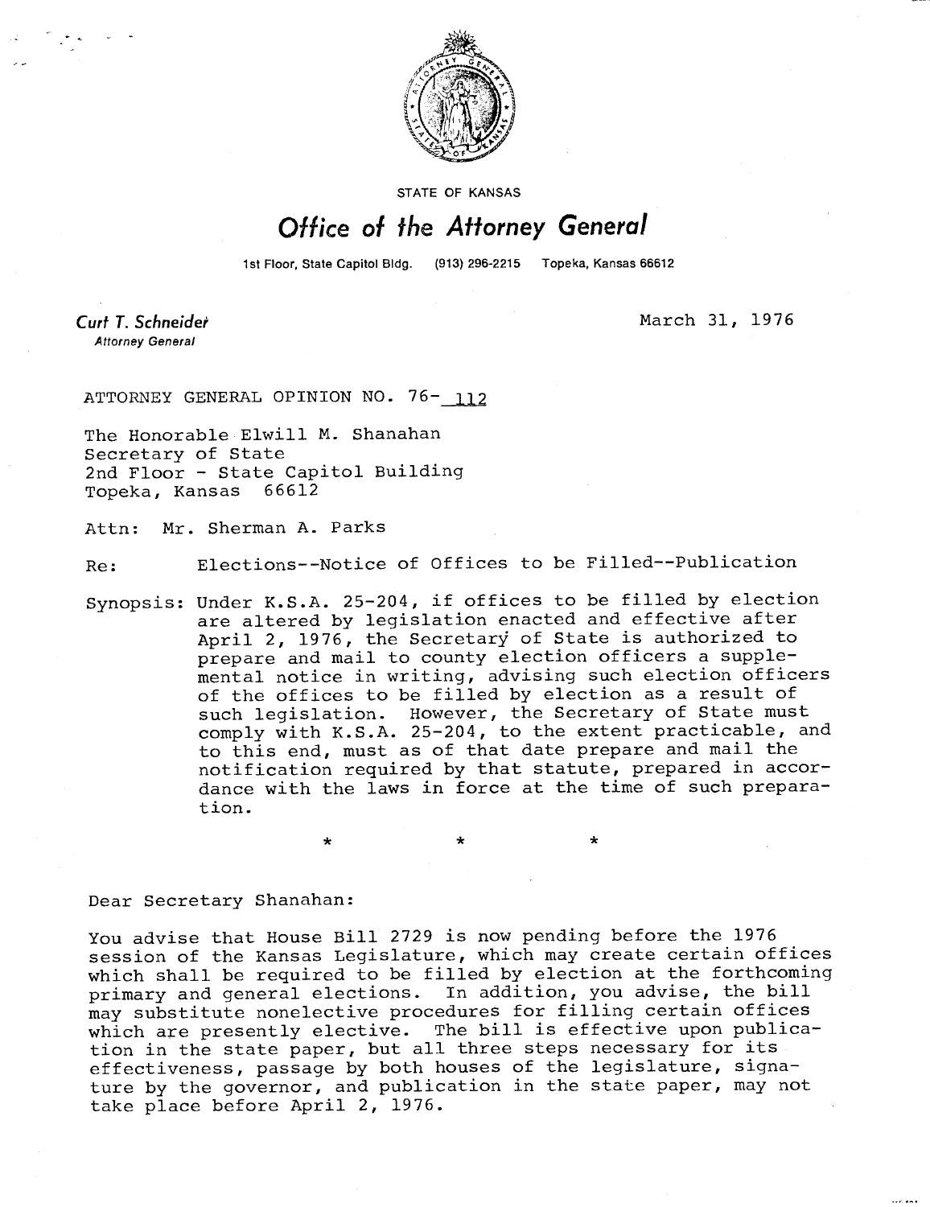STATE OF KANSAS

# *Office of the Attorney General*

1st Floor, State Capitol Bldg. (913) 296-2215 Topeka, Kansas 66612

***Curt T. Schneider***
*Attorney General*

March 31, 1976

ATTORNEY GENERAL OPINION NO. 76-112

The Honorable Elwill M. Shanahan
Secretary of State
2nd Floor - State Capitol Building
Topeka, Kansas 66612

Attn: Mr. Sherman A. Parks

Re: Elections--Notice of Offices to be Filled--Publication

Synopsis: Under K.S.A. 25-204, if offices to be filled by election are altered by legislation enacted and effective after April 2, 1976, the Secretary of State is authorized to prepare and mail to county election officers a supplemental notice in writing, advising such election officers of the offices to be filled by election as a result of such legislation. However, the Secretary of State must comply with K.S.A. 25-204, to the extent practicable, and to this end, must as of that date prepare and mail the notification required by that statute, prepared in accordance with the laws in force at the time of such preparation.

\* \* \*

Dear Secretary Shanahan:

You advise that House Bill 2729 is now pending before the 1976 session of the Kansas Legislature, which may create certain offices which shall be required to be filled by election at the forthcoming primary and general elections. In addition, you advise, the bill may substitute nonelective procedures for filling certain offices which are presently elective. The bill is effective upon publication in the state paper, but all three steps necessary for its effectiveness, passage by both houses of the legislature, signature by the governor, and publication in the state paper, may not take place before April 2, 1976.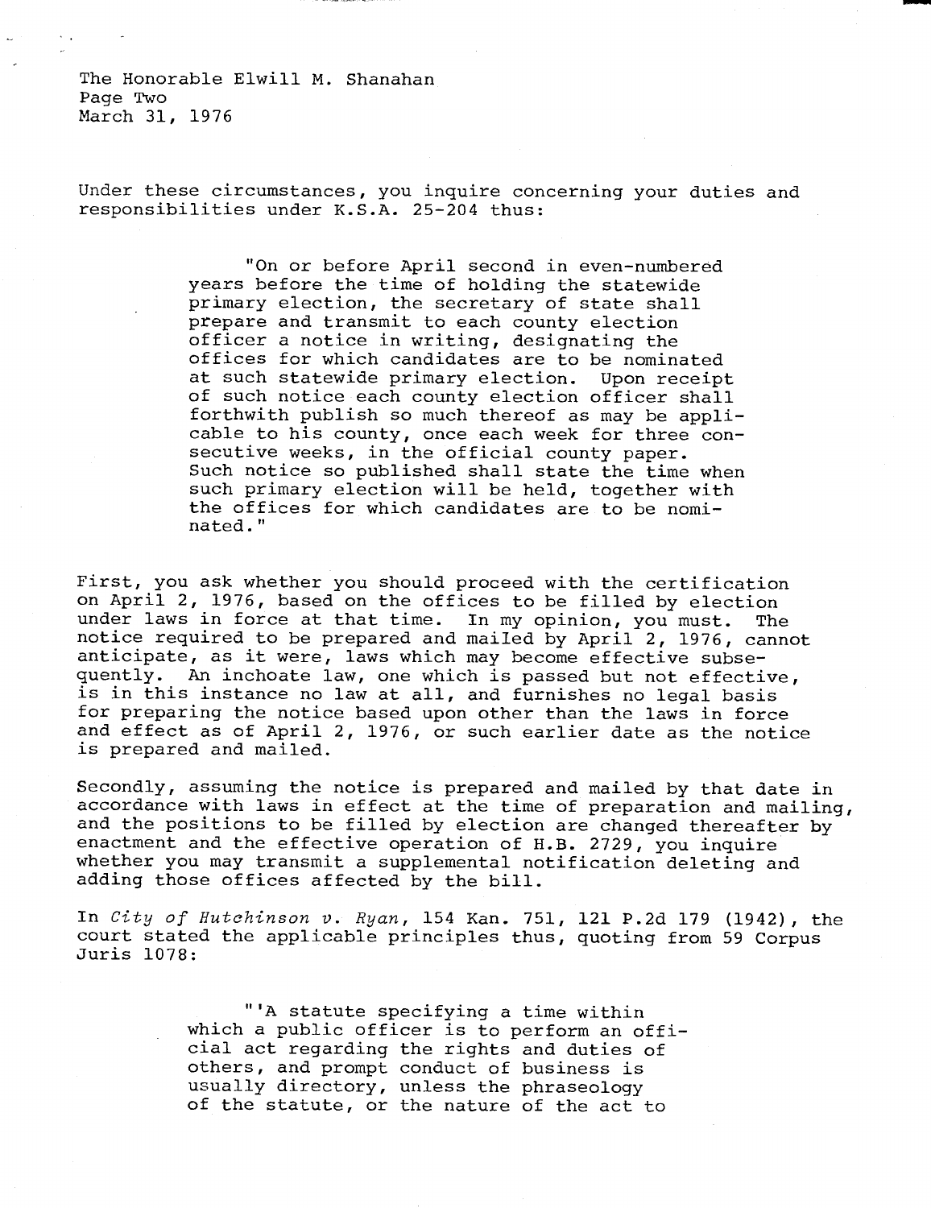The Honorable Elwill M. Shanahan
Page Two
March 31, 1976

Under these circumstances, you inquire concerning your duties and responsibilities under K.S.A. 25-204 thus:

> "On or before April second in even-numbered years before the time of holding the statewide primary election, the secretary of state shall prepare and transmit to each county election officer a notice in writing, designating the offices for which candidates are to be nominated at such statewide primary election. Upon receipt of such notice each county election officer shall forthwith publish so much thereof as may be applicable to his county, once each week for three consecutive weeks, in the official county paper. Such notice so published shall state the time when such primary election will be held, together with the offices for which candidates are to be nominated."

First, you ask whether you should proceed with the certification on April 2, 1976, based on the offices to be filled by election under laws in force at that time. In my opinion, you must. The notice required to be prepared and mailed by April 2, 1976, cannot anticipate, as it were, laws which may become effective subsequently. An inchoate law, one which is passed but not effective, is in this instance no law at all, and furnishes no legal basis for preparing the notice based upon other than the laws in force and effect as of April 2, 1976, or such earlier date as the notice is prepared and mailed.

Secondly, assuming the notice is prepared and mailed by that date in accordance with laws in effect at the time of preparation and mailing, and the positions to be filled by election are changed thereafter by enactment and the effective operation of H.B. 2729, you inquire whether you may transmit a supplemental notification deleting and adding those offices affected by the bill.

In *City of Hutchinson v. Ryan*, 154 Kan. 751, 121 P.2d 179 (1942), the court stated the applicable principles thus, quoting from 59 Corpus Juris 1078:

> "'A statute specifying a time within which a public officer is to perform an official act regarding the rights and duties of others, and prompt conduct of business is usually directory, unless the phraseology of the statute, or the nature of the act to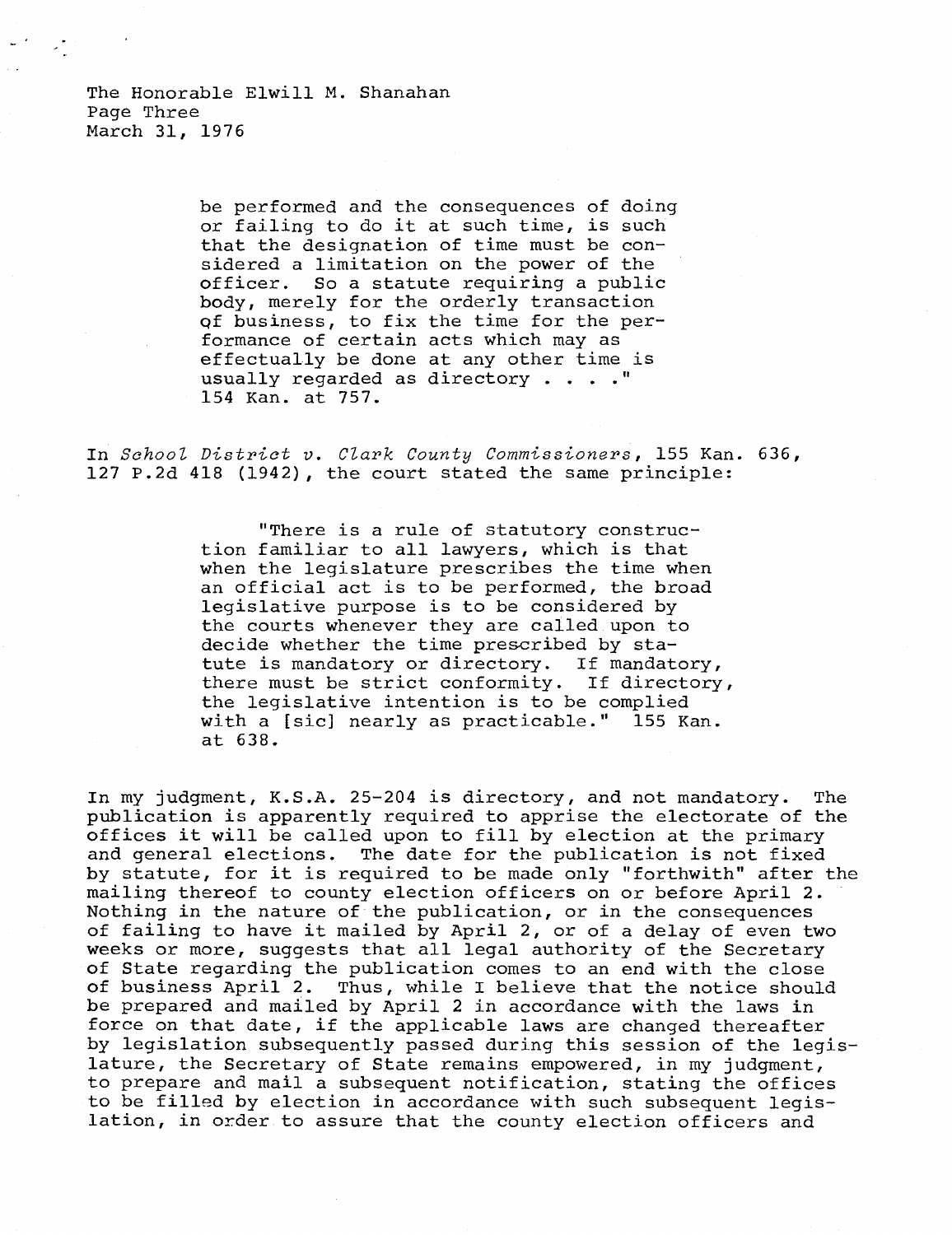be performed and the consequences of doing or failing to do it at such time, is such that the designation of time must be considered a limitation on the power of the officer. So a statute requiring a public body, merely for the orderly transaction of business, to fix the time for the performance of certain acts which may as effectually be done at any other time is usually regarded as directory . . . ." 154 Kan. at 757.

In *School District v. Clark County Commissioners*, 155 Kan. 636, 127 P.2d 418 (1942), the court stated the same principle:

> "There is a rule of statutory construction familiar to all lawyers, which is that when the legislature prescribes the time when an official act is to be performed, the broad legislative purpose is to be considered by the courts whenever they are called upon to decide whether the time prescribed by statute is mandatory or directory. If mandatory, there must be strict conformity. If directory, the legislative intention is to be complied with a [sic] nearly as practicable." 155 Kan. at 638.

In my judgment, K.S.A. 25-204 is directory, and not mandatory. The publication is apparently required to apprise the electorate of the offices it will be called upon to fill by election at the primary and general elections. The date for the publication is not fixed by statute, for it is required to be made only "forthwith" after the mailing thereof to county election officers on or before April 2. Nothing in the nature of the publication, or in the consequences of failing to have it mailed by April 2, or of a delay of even two weeks or more, suggests that all legal authority of the Secretary of State regarding the publication comes to an end with the close of business April 2. Thus, while I believe that the notice should be prepared and mailed by April 2 in accordance with the laws in force on that date, if the applicable laws are changed thereafter by legislation subsequently passed during this session of the legislature, the Secretary of State remains empowered, in my judgment, to prepare and mail a subsequent notification, stating the offices to be filled by election in accordance with such subsequent legislation, in order to assure that the county election officers and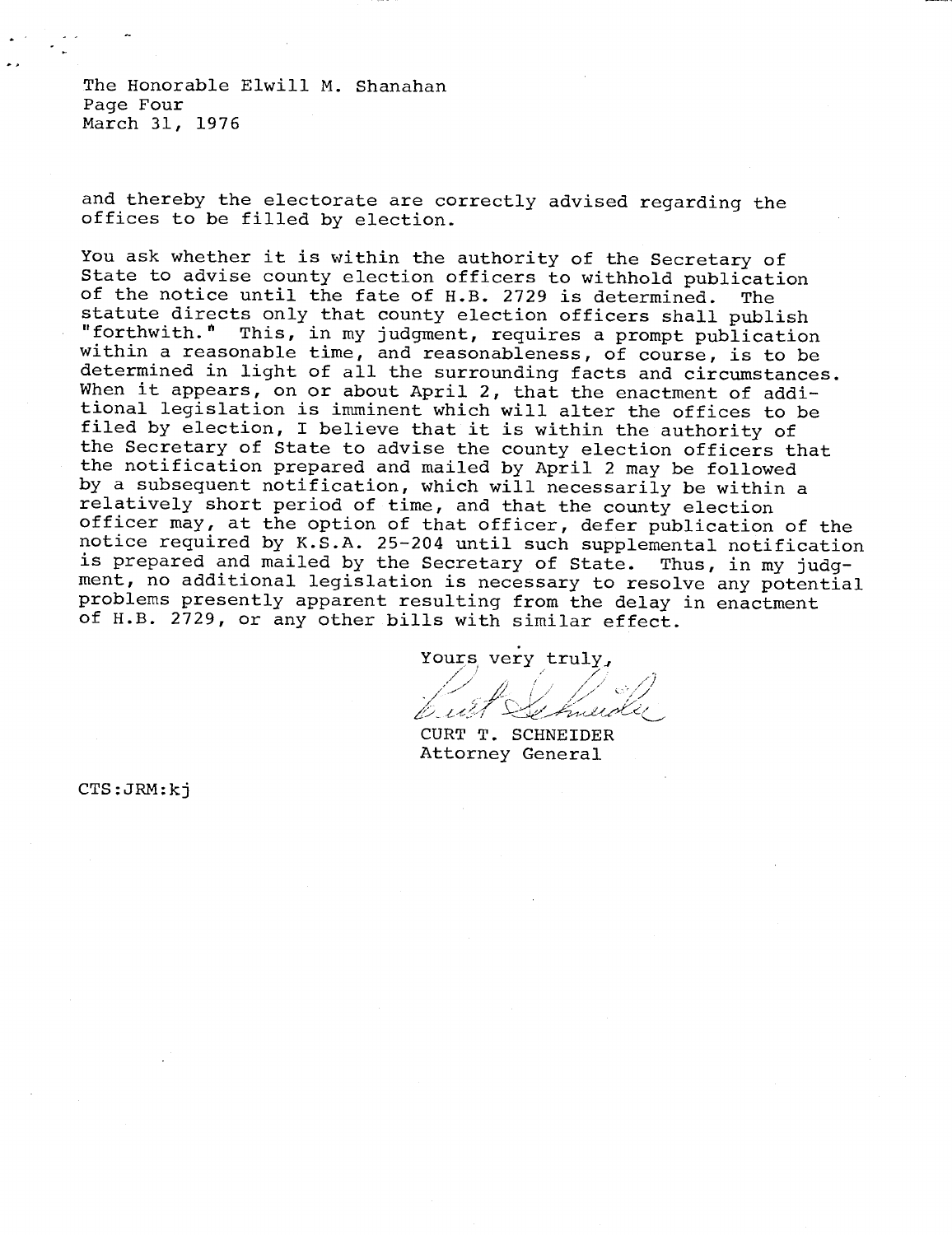The Honorable Elwill M. Shanahan
Page Four
March 31, 1976

and thereby the electorate are correctly advised regarding the offices to be filled by election.

You ask whether it is within the authority of the Secretary of State to advise county election officers to withhold publication of the notice until the fate of H.B. 2729 is determined. The statute directs only that county election officers shall publish "forthwith." This, in my judgment, requires a prompt publication within a reasonable time, and reasonableness, of course, is to be determined in light of all the surrounding facts and circumstances. When it appears, on or about April 2, that the enactment of additional legislation is imminent which will alter the offices to be filed by election, I believe that it is within the authority of the Secretary of State to advise the county election officers that the notification prepared and mailed by April 2 may be followed by a subsequent notification, which will necessarily be within a relatively short period of time, and that the county election officer may, at the option of that officer, defer publication of the notice required by K.S.A. 25-204 until such supplemental notification is prepared and mailed by the Secretary of State. Thus, in my judgment, no additional legislation is necessary to resolve any potential problems presently apparent resulting from the delay in enactment of H.B. 2729, or any other bills with similar effect.

Yours very truly,

CURT T. SCHNEIDER
Attorney General

CTS:JRM:kj